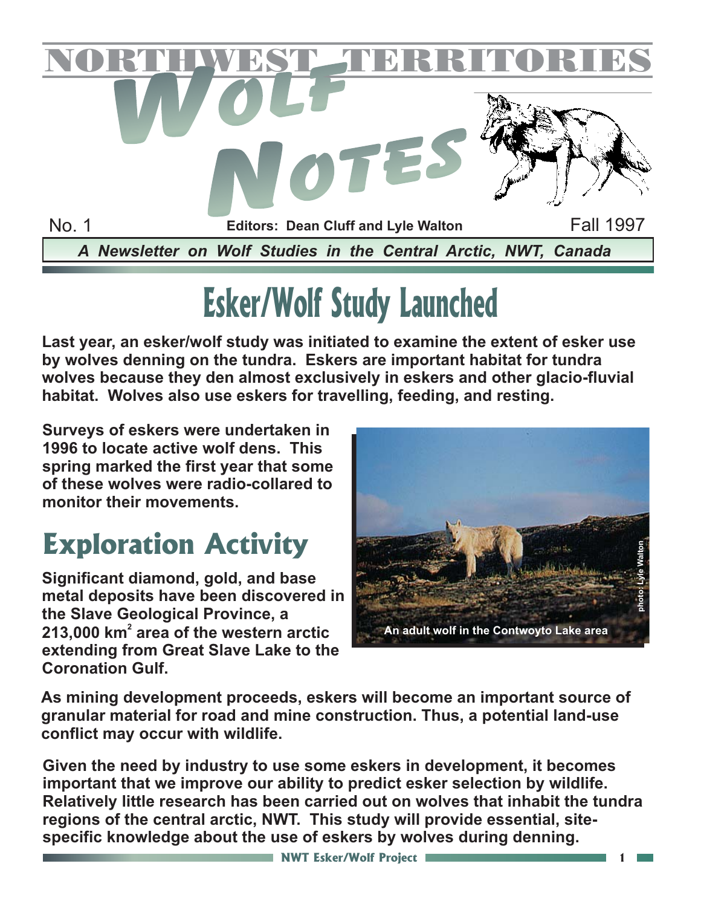# NORTHWEST TERRITORIES WOLF NOTES

No. 1 — Editors: Dean Cluff and Lyle Walton — Fall 1997

*A Newsletter on Wolf Studies in the Central Arctic, NWT, Canada*

# Esker/Wolf Study Launched

**Last year, an esker/wolf study was initiated to examine the extent of esker use by wolves denning on the tundra. Eskers are important habitat for tundra wolves because they den almost exclusively in eskers and other glacio-fluvial habitat. Wolves also use eskers for travelling, feeding, and resting.**

**Surveys of eskers were undertaken in 1996 to locate active wolf dens. This spring marked the first year that some of these wolves were radio-collared to monitor their movements.**

photo: Lyle Walton

An adult wolf in the Contwoyto Lake area

## Exploration Activity

**Significant diamond, gold, and base metal deposits have been discovered in the Slave Geological Province, a 213,000 km$^2$ area of the western arctic extending from Great Slave Lake to the Coronation Gulf.**

**As mining development proceeds, eskers will become an important source of granular material for road and mine construction. Thus, a potential land-use conflict may occur with wildlife.**

**Given the need by industry to use some eskers in development, it becomes important that we improve our ability to predict esker selection by wildlife. Relatively little research has been carried out on wolves that inhabit the tundra regions of the central arctic, NWT. This study will provide essential, site-specific knowledge about the use of eskers by wolves during denning.**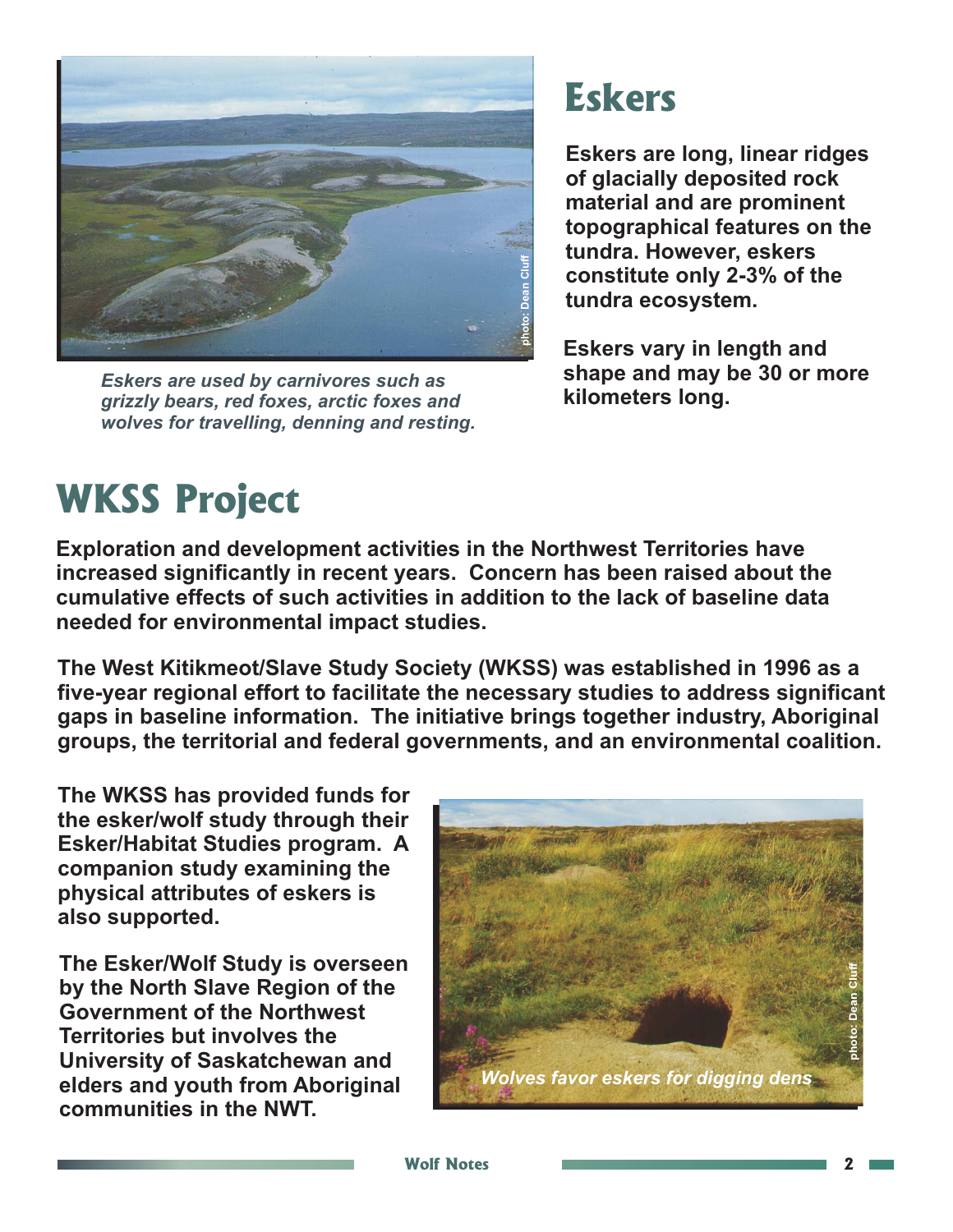*Eskers are used by carnivores such as grizzly bears, red foxes, arctic foxes and wolves for travelling, denning and resting.*

## Eskers

**Eskers are long, linear ridges of glacially deposited rock material and are prominent topographical features on the tundra. However, eskers constitute only 2-3% of the tundra ecosystem.**

**Eskers vary in length and shape and may be 30 or more kilometers long.**

## WKSS Project

**Exploration and development activities in the Northwest Territories have increased significantly in recent years. Concern has been raised about the cumulative effects of such activities in addition to the lack of baseline data needed for environmental impact studies.**

**The West Kitikmeot/Slave Study Society (WKSS) was established in 1996 as a five-year regional effort to facilitate the necessary studies to address significant gaps in baseline information. The initiative brings together industry, Aboriginal groups, the territorial and federal governments, and an environmental coalition.**

**The WKSS has provided funds for the esker/wolf study through their Esker/Habitat Studies program. A companion study examining the physical attributes of eskers is also supported.**

**The Esker/Wolf Study is overseen by the North Slave Region of the Government of the Northwest Territories but involves the University of Saskatchewan and elders and youth from Aboriginal communities in the NWT.**

*Wolves favor eskers for digging dens*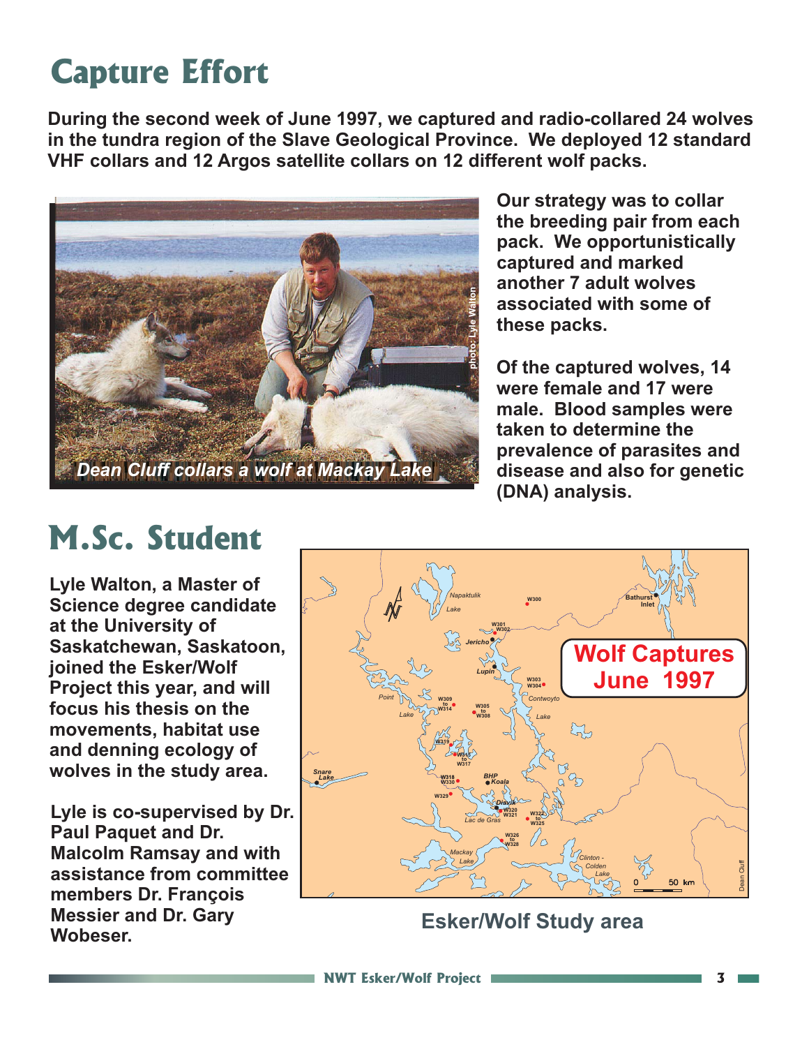# Capture Effort

**During the second week of June 1997, we captured and radio-collared 24 wolves in the tundra region of the Slave Geological Province. We deployed 12 standard VHF collars and 12 Argos satellite collars on 12 different wolf packs.**

*Dean Cluff collars a wolf at Mackay Lake*

photo: Lyle Walton

**Our strategy was to collar the breeding pair from each pack. We opportunistically captured and marked another 7 adult wolves associated with some of these packs.**

**Of the captured wolves, 14 were female and 17 were male. Blood samples were taken to determine the prevalence of parasites and disease and also for genetic (DNA) analysis.**

# M.Sc. Student

**Lyle Walton, a Master of Science degree candidate at the University of Saskatchewan, Saskatoon, joined the Esker/Wolf Project this year, and will focus his thesis on the movements, habitat use and denning ecology of wolves in the study area.**

**Lyle is co-supervised by Dr. Paul Paquet and Dr. Malcolm Ramsay and with assistance from committee members Dr. François Messier and Dr. Gary Wobeser.**

**Wolf Captures June 1997**

**Esker/Wolf Study area**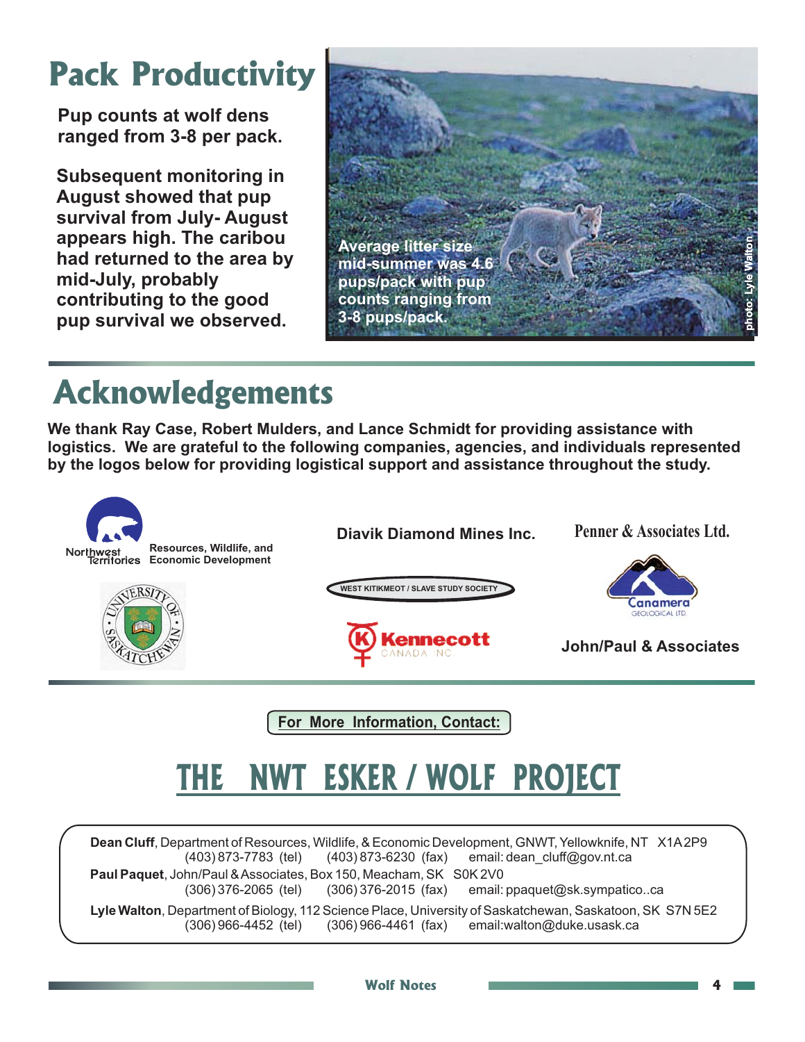# Pack Productivity

**Pup counts at wolf dens ranged from 3-8 per pack.**

**Subsequent monitoring in August showed that pup survival from July- August appears high. The caribou had returned to the area by mid-July, probably contributing to the good pup survival we observed.**

Average litter size mid-summer was 4.6 pups/pack with pup counts ranging from 3-8 pups/pack.

photo: Lyle Walton

# Acknowledgements

**We thank Ray Case, Robert Mulders, and Lance Schmidt for providing assistance with logistics. We are grateful to the following companies, agencies, and individuals represented by the logos below for providing logistical support and assistance throughout the study.**

Northwest Territories Resources, Wildlife, and Economic Development

Diavik Diamond Mines Inc.

Penner & Associates Ltd.

University of Saskatchewan

West Kitikmeot / Slave Study Society

Canamera Geological Ltd.

Kennecott Canada Inc.

John/Paul & Associates

**For More Information, Contact:**

# THE NWT ESKER / WOLF PROJECT

**Dean Cluff**, Department of Resources, Wildlife, & Economic Development, GNWT, Yellowknife, NT X1A 2P9
(403) 873-7783 (tel) (403) 873-6230 (fax) email: dean_cluff@gov.nt.ca

**Paul Paquet**, John/Paul & Associates, Box 150, Meacham, SK S0K 2V0
(306) 376-2065 (tel) (306) 376-2015 (fax) email: ppaquet@sk.sympatico..ca

**Lyle Walton**, Department of Biology, 112 Science Place, University of Saskatchewan, Saskatoon, SK S7N 5E2
(306) 966-4452 (tel) (306) 966-4461 (fax) email:walton@duke.usask.ca